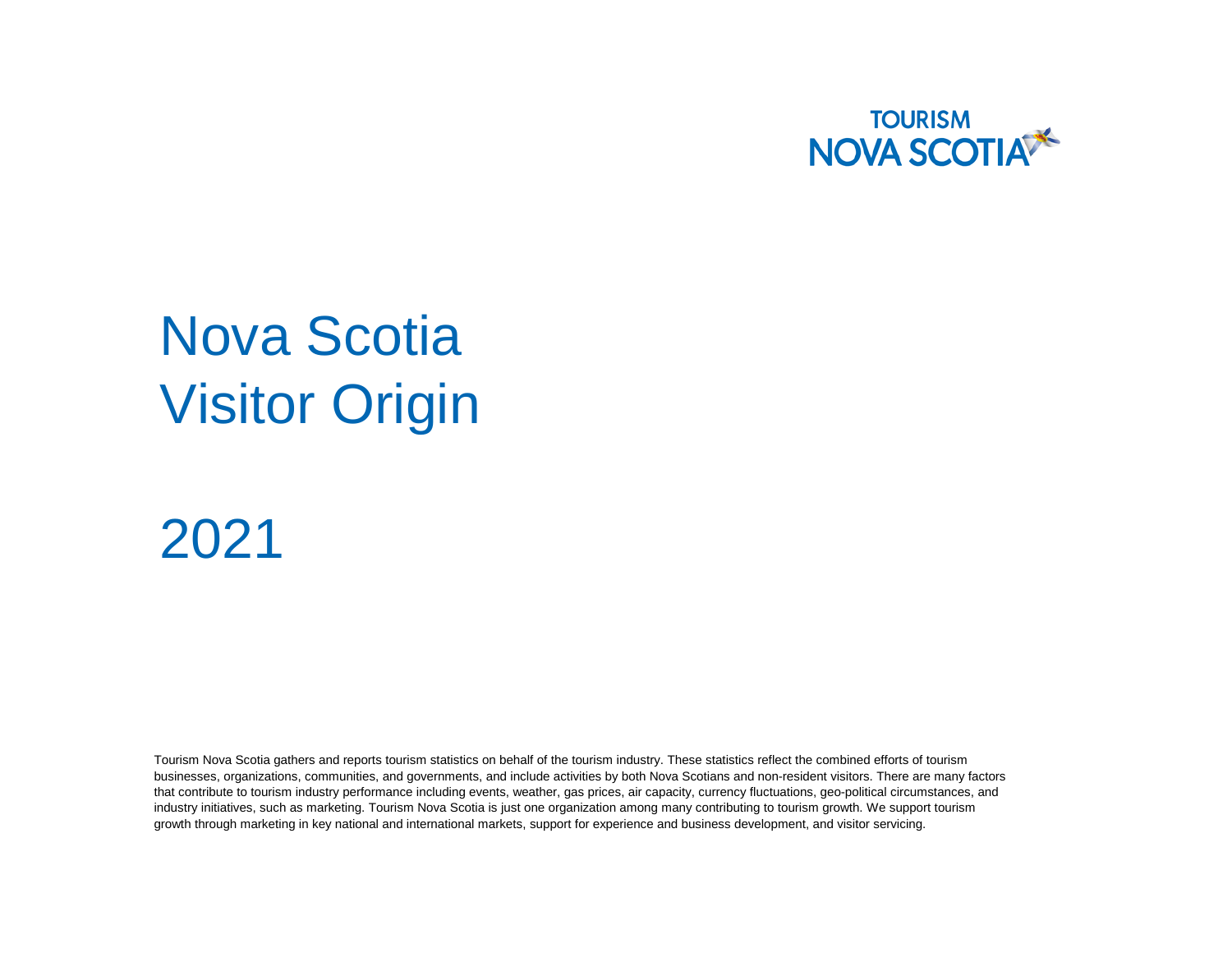TOURISM NOVA SCOTIA

# Nova Scotia Visitor Origin

# 2021

Tourism Nova Scotia gathers and reports tourism statistics on behalf of the tourism industry. These statistics reflect the combined efforts of tourism businesses, organizations, communities, and governments, and include activities by both Nova Scotians and non-resident visitors. There are many factors that contribute to tourism industry performance including events, weather, gas prices, air capacity, currency fluctuations, geo-political circumstances, and industry initiatives, such as marketing. Tourism Nova Scotia is just one organization among many contributing to tourism growth. We support tourism growth through marketing in key national and international markets, support for experience and business development, and visitor servicing.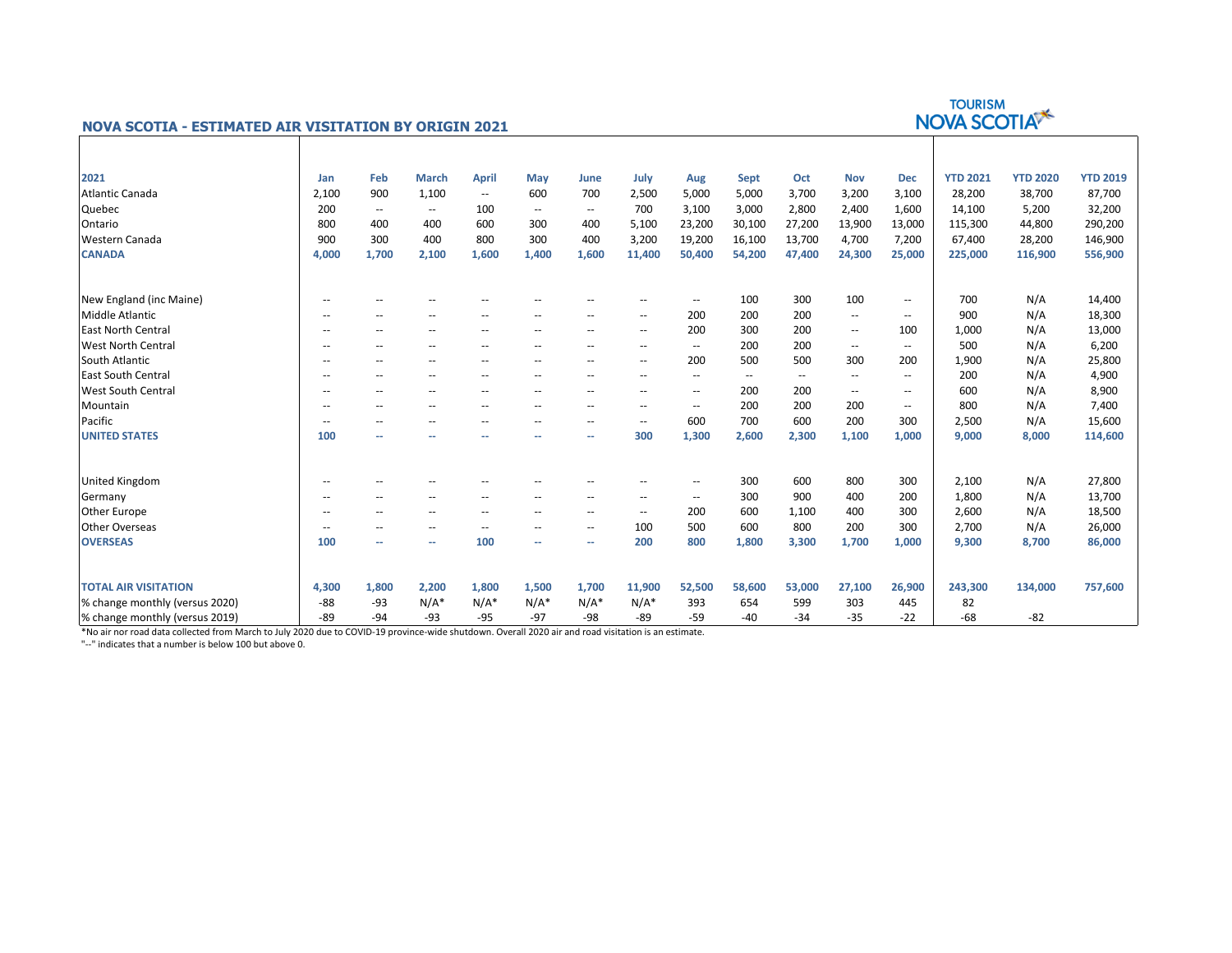## NOVA SCOTIA - ESTIMATED AIR VISITATION BY ORIGIN 2021

TOURISM NOVA SCOTIA

| 2021 | Jan | Feb | March | April | May | June | July | Aug | Sept | Oct | Nov | Dec | YTD 2021 | YTD 2020 | YTD 2019 |
|---|---|---|---|---|---|---|---|---|---|---|---|---|---|---|---|
| Atlantic Canada | 2,100 | 900 | 1,100 | -- | 600 | 700 | 2,500 | 5,000 | 5,000 | 3,700 | 3,200 | 3,100 | 28,200 | 38,700 | 87,700 |
| Quebec | 200 | -- | -- | 100 | -- | -- | 700 | 3,100 | 3,000 | 2,800 | 2,400 | 1,600 | 14,100 | 5,200 | 32,200 |
| Ontario | 800 | 400 | 400 | 600 | 300 | 400 | 5,100 | 23,200 | 30,100 | 27,200 | 13,900 | 13,000 | 115,300 | 44,800 | 290,200 |
| Western Canada | 900 | 300 | 400 | 800 | 300 | 400 | 3,200 | 19,200 | 16,100 | 13,700 | 4,700 | 7,200 | 67,400 | 28,200 | 146,900 |
| **CANADA** | **4,000** | **1,700** | **2,100** | **1,600** | **1,400** | **1,600** | **11,400** | **50,400** | **54,200** | **47,400** | **24,300** | **25,000** | **225,000** | **116,900** | **556,900** |
| | | | | | | | | | | | | | | | |
| New England (inc Maine) | -- | -- | -- | -- | -- | -- | -- | -- | 100 | 300 | 100 | -- | 700 | N/A | 14,400 |
| Middle Atlantic | -- | -- | -- | -- | -- | -- | -- | 200 | 200 | 200 | -- | -- | 900 | N/A | 18,300 |
| East North Central | -- | -- | -- | -- | -- | -- | -- | 200 | 300 | 200 | -- | 100 | 1,000 | N/A | 13,000 |
| West North Central | -- | -- | -- | -- | -- | -- | -- | -- | 200 | 200 | -- | -- | 500 | N/A | 6,200 |
| South Atlantic | -- | -- | -- | -- | -- | -- | -- | 200 | 500 | 500 | 300 | 200 | 1,900 | N/A | 25,800 |
| East South Central | -- | -- | -- | -- | -- | -- | -- | -- | -- | -- | -- | -- | 200 | N/A | 4,900 |
| West South Central | -- | -- | -- | -- | -- | -- | -- | -- | 200 | 200 | -- | -- | 600 | N/A | 8,900 |
| Mountain | -- | -- | -- | -- | -- | -- | -- | -- | 200 | 200 | 200 | -- | 800 | N/A | 7,400 |
| Pacific | -- | -- | -- | -- | -- | -- | -- | 600 | 700 | 600 | 200 | 300 | 2,500 | N/A | 15,600 |
| **UNITED STATES** | **100** | **--** | **--** | **--** | **--** | **--** | **300** | **1,300** | **2,600** | **2,300** | **1,100** | **1,000** | **9,000** | **8,000** | **114,600** |
| | | | | | | | | | | | | | | | |
| United Kingdom | -- | -- | -- | -- | -- | -- | -- | -- | 300 | 600 | 800 | 300 | 2,100 | N/A | 27,800 |
| Germany | -- | -- | -- | -- | -- | -- | -- | -- | 300 | 900 | 400 | 200 | 1,800 | N/A | 13,700 |
| Other Europe | -- | -- | -- | -- | -- | -- | -- | 200 | 600 | 1,100 | 400 | 300 | 2,600 | N/A | 18,500 |
| Other Overseas | -- | -- | -- | -- | -- | -- | 100 | 500 | 600 | 800 | 200 | 300 | 2,700 | N/A | 26,000 |
| **OVERSEAS** | **100** | **--** | **--** | **100** | **--** | **--** | **200** | **800** | **1,800** | **3,300** | **1,700** | **1,000** | **9,300** | **8,700** | **86,000** |
| | | | | | | | | | | | | | | | |
| **TOTAL AIR VISITATION** | **4,300** | **1,800** | **2,200** | **1,800** | **1,500** | **1,700** | **11,900** | **52,500** | **58,600** | **53,000** | **27,100** | **26,900** | **243,300** | **134,000** | **757,600** |
| % change monthly (versus 2020) | -88 | -93 | N/A* | N/A* | N/A* | N/A* | N/A* | 393 | 654 | 599 | 303 | 445 | 82 | | |
| % change monthly (versus 2019) | -89 | -94 | -93 | -95 | -97 | -98 | -89 | -59 | -40 | -34 | -35 | -22 | -68 | -82 | |

*No air nor road data collected from March to July 2020 due to COVID-19 province-wide shutdown. Overall 2020 air and road visitation is an estimate.

"--" indicates that a number is below 100 but above 0.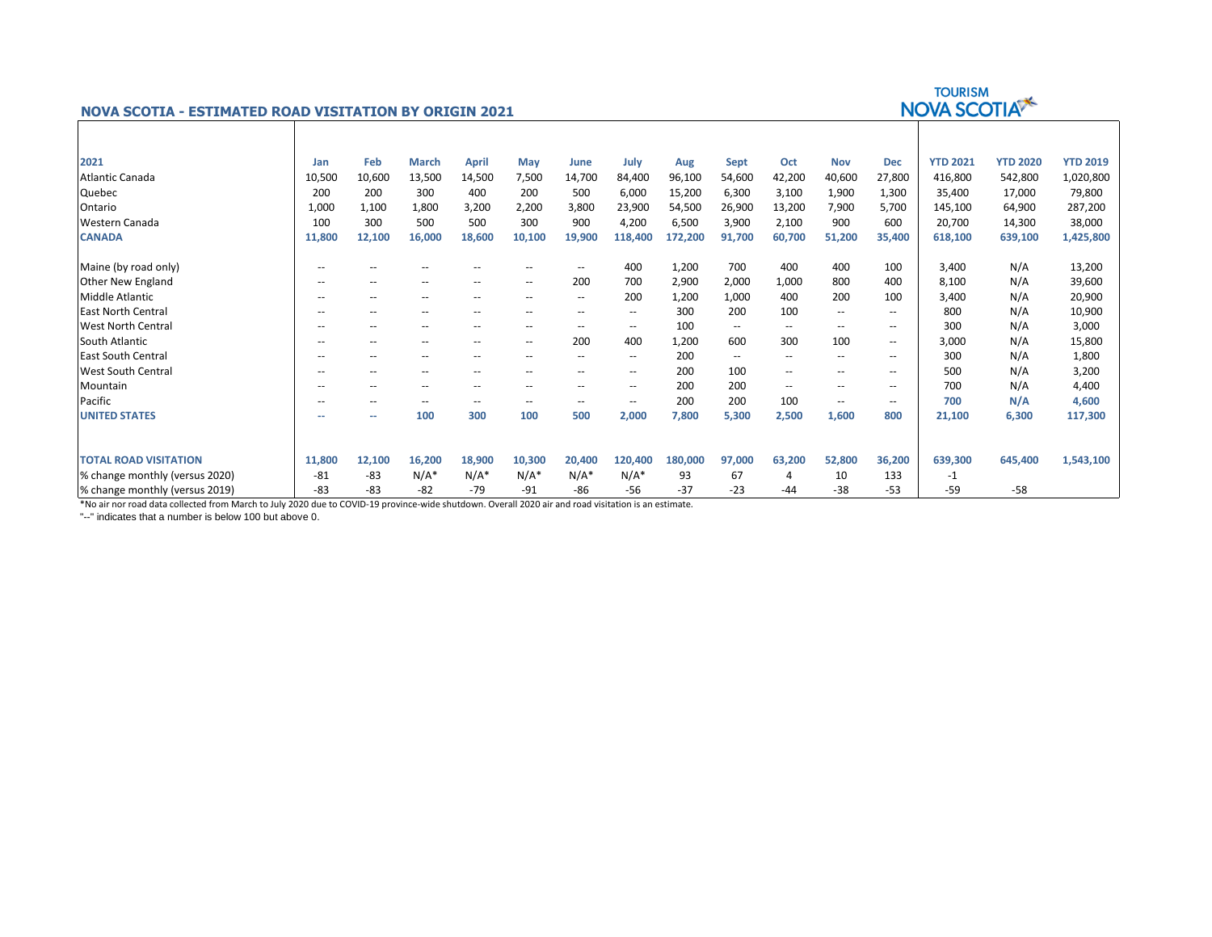## NOVA SCOTIA - ESTIMATED ROAD VISITATION BY ORIGIN 2021

TOURISM NOVA SCOTIA

| 2021 | Jan | Feb | March | April | May | June | July | Aug | Sept | Oct | Nov | Dec | YTD 2021 | YTD 2020 | YTD 2019 |
|---|---|---|---|---|---|---|---|---|---|---|---|---|---|---|---|
| Atlantic Canada | 10,500 | 10,600 | 13,500 | 14,500 | 7,500 | 14,700 | 84,400 | 96,100 | 54,600 | 42,200 | 40,600 | 27,800 | 416,800 | 542,800 | 1,020,800 |
| Quebec | 200 | 200 | 300 | 400 | 200 | 500 | 6,000 | 15,200 | 6,300 | 3,100 | 1,900 | 1,300 | 35,400 | 17,000 | 79,800 |
| Ontario | 1,000 | 1,100 | 1,800 | 3,200 | 2,200 | 3,800 | 23,900 | 54,500 | 26,900 | 13,200 | 7,900 | 5,700 | 145,100 | 64,900 | 287,200 |
| Western Canada | 100 | 300 | 500 | 500 | 300 | 900 | 4,200 | 6,500 | 3,900 | 2,100 | 900 | 600 | 20,700 | 14,300 | 38,000 |
| **CANADA** | **11,800** | **12,100** | **16,000** | **18,600** | **10,100** | **19,900** | **118,400** | **172,200** | **91,700** | **60,700** | **51,200** | **35,400** | **618,100** | **639,100** | **1,425,800** |
| | | | | | | | | | | | | | | | |
| Maine (by road only) | -- | -- | -- | -- | -- | -- | 400 | 1,200 | 700 | 400 | 400 | 100 | 3,400 | N/A | 13,200 |
| Other New England | -- | -- | -- | -- | -- | 200 | 700 | 2,900 | 2,000 | 1,000 | 800 | 400 | 8,100 | N/A | 39,600 |
| Middle Atlantic | -- | -- | -- | -- | -- | -- | 200 | 1,200 | 1,000 | 400 | 200 | 100 | 3,400 | N/A | 20,900 |
| East North Central | -- | -- | -- | -- | -- | -- | -- | 300 | 200 | 100 | -- | -- | 800 | N/A | 10,900 |
| West North Central | -- | -- | -- | -- | -- | -- | -- | 100 | -- | -- | -- | -- | 300 | N/A | 3,000 |
| South Atlantic | -- | -- | -- | -- | -- | 200 | 400 | 1,200 | 600 | 300 | 100 | -- | 3,000 | N/A | 15,800 |
| East South Central | -- | -- | -- | -- | -- | -- | -- | 200 | -- | -- | -- | -- | 300 | N/A | 1,800 |
| West South Central | -- | -- | -- | -- | -- | -- | -- | 200 | 100 | -- | -- | -- | 500 | N/A | 3,200 |
| Mountain | -- | -- | -- | -- | -- | -- | -- | 200 | 200 | -- | -- | -- | 700 | N/A | 4,400 |
| Pacific | -- | -- | -- | -- | -- | -- | -- | 200 | 200 | 100 | -- | -- | 700 | N/A | 4,600 |
| **UNITED STATES** | **--** | **--** | **100** | **300** | **100** | **500** | **2,000** | **7,800** | **5,300** | **2,500** | **1,600** | **800** | **21,100** | **6,300** | **117,300** |
| | | | | | | | | | | | | | | | |
| **TOTAL ROAD VISITATION** | **11,800** | **12,100** | **16,200** | **18,900** | **10,300** | **20,400** | **120,400** | **180,000** | **97,000** | **63,200** | **52,800** | **36,200** | **639,300** | **645,400** | **1,543,100** |
| % change monthly (versus 2020) | -81 | -83 | N/A* | N/A* | N/A* | N/A* | N/A* | 93 | 67 | 4 | 10 | 133 | -1 | | |
| % change monthly (versus 2019) | -83 | -83 | -82 | -79 | -91 | -86 | -56 | -37 | -23 | -44 | -38 | -53 | -59 | -58 | |

*No air nor road data collected from March to July 2020 due to COVID-19 province-wide shutdown. Overall 2020 air and road visitation is an estimate.

"--" indicates that a number is below 100 but above 0.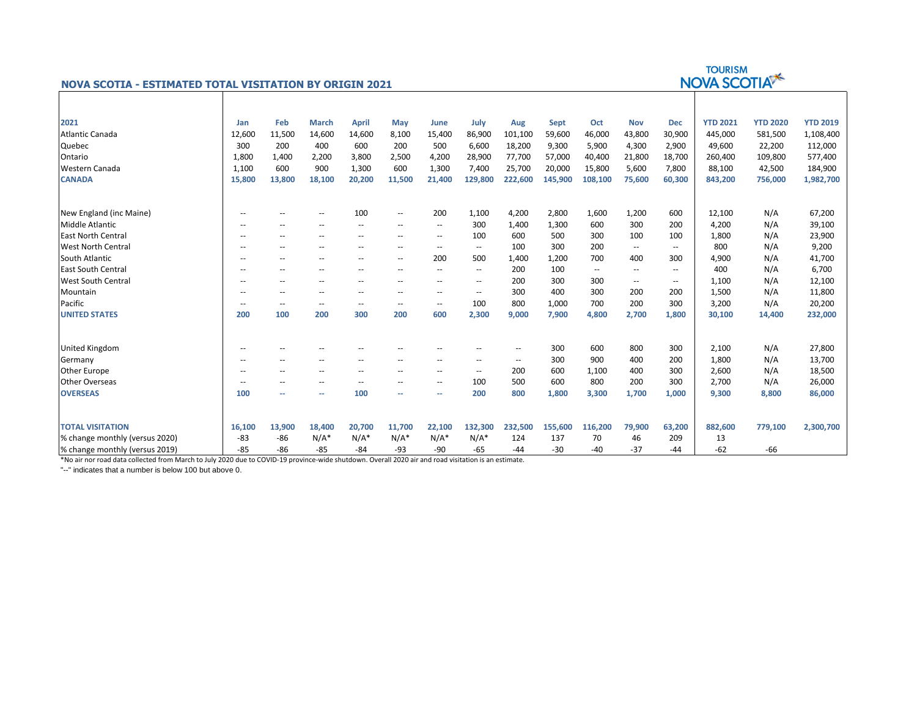## NOVA SCOTIA - ESTIMATED TOTAL VISITATION BY ORIGIN 2021

TOURISM NOVA SCOTIA

| 2021 | Jan | Feb | March | April | May | June | July | Aug | Sept | Oct | Nov | Dec | YTD 2021 | YTD 2020 | YTD 2019 |
|---|---|---|---|---|---|---|---|---|---|---|---|---|---|---|---|
| Atlantic Canada | 12,600 | 11,500 | 14,600 | 14,600 | 8,100 | 15,400 | 86,900 | 101,100 | 59,600 | 46,000 | 43,800 | 30,900 | 445,000 | 581,500 | 1,108,400 |
| Quebec | 300 | 200 | 400 | 600 | 200 | 500 | 6,600 | 18,200 | 9,300 | 5,900 | 4,300 | 2,900 | 49,600 | 22,200 | 112,000 |
| Ontario | 1,800 | 1,400 | 2,200 | 3,800 | 2,500 | 4,200 | 28,900 | 77,700 | 57,000 | 40,400 | 21,800 | 18,700 | 260,400 | 109,800 | 577,400 |
| Western Canada | 1,100 | 600 | 900 | 1,300 | 600 | 1,300 | 7,400 | 25,700 | 20,000 | 15,800 | 5,600 | 7,800 | 88,100 | 42,500 | 184,900 |
| **CANADA** | **15,800** | **13,800** | **18,100** | **20,200** | **11,500** | **21,400** | **129,800** | **222,600** | **145,900** | **108,100** | **75,600** | **60,300** | **843,200** | **756,000** | **1,982,700** |
| | | | | | | | | | | | | | | | |
| New England (inc Maine) | -- | -- | -- | 100 | -- | 200 | 1,100 | 4,200 | 2,800 | 1,600 | 1,200 | 600 | 12,100 | N/A | 67,200 |
| Middle Atlantic | -- | -- | -- | -- | -- | -- | 300 | 1,400 | 1,300 | 600 | 300 | 200 | 4,200 | N/A | 39,100 |
| East North Central | -- | -- | -- | -- | -- | -- | 100 | 600 | 500 | 300 | 100 | 100 | 1,800 | N/A | 23,900 |
| West North Central | -- | -- | -- | -- | -- | -- | -- | 100 | 300 | 200 | -- | -- | 800 | N/A | 9,200 |
| South Atlantic | -- | -- | -- | -- | -- | 200 | 500 | 1,400 | 1,200 | 700 | 400 | 300 | 4,900 | N/A | 41,700 |
| East South Central | -- | -- | -- | -- | -- | -- | -- | 200 | 100 | -- | -- | -- | 400 | N/A | 6,700 |
| West South Central | -- | -- | -- | -- | -- | -- | -- | 200 | 300 | 300 | -- | -- | 1,100 | N/A | 12,100 |
| Mountain | -- | -- | -- | -- | -- | -- | -- | 300 | 400 | 300 | 200 | 200 | 1,500 | N/A | 11,800 |
| Pacific | -- | -- | -- | -- | -- | -- | 100 | 800 | 1,000 | 700 | 200 | 300 | 3,200 | N/A | 20,200 |
| **UNITED STATES** | **200** | **100** | **200** | **300** | **200** | **600** | **2,300** | **9,000** | **7,900** | **4,800** | **2,700** | **1,800** | **30,100** | **14,400** | **232,000** |
| | | | | | | | | | | | | | | | |
| United Kingdom | -- | -- | -- | -- | -- | -- | -- | -- | 300 | 600 | 800 | 300 | 2,100 | N/A | 27,800 |
| Germany | -- | -- | -- | -- | -- | -- | -- | -- | 300 | 900 | 400 | 200 | 1,800 | N/A | 13,700 |
| Other Europe | -- | -- | -- | -- | -- | -- | -- | 200 | 600 | 1,100 | 400 | 300 | 2,600 | N/A | 18,500 |
| Other Overseas | -- | -- | -- | -- | -- | -- | 100 | 500 | 600 | 800 | 200 | 300 | 2,700 | N/A | 26,000 |
| **OVERSEAS** | **100** | **--** | **--** | **100** | **--** | **--** | **200** | **800** | **1,800** | **3,300** | **1,700** | **1,000** | **9,300** | **8,800** | **86,000** |
| | | | | | | | | | | | | | | | |
| **TOTAL VISITATION** | **16,100** | **13,900** | **18,400** | **20,700** | **11,700** | **22,100** | **132,300** | **232,500** | **155,600** | **116,200** | **79,900** | **63,200** | **882,600** | **779,100** | **2,300,700** |
| % change monthly (versus 2020) | -83 | -86 | N/A* | N/A* | N/A* | N/A* | N/A* | 124 | 137 | 70 | 46 | 209 | 13 | | |
| % change monthly (versus 2019) | -85 | -86 | -85 | -84 | -93 | -90 | -65 | -44 | -30 | -40 | -37 | -44 | -62 | -66 | |

*No air nor road data collected from March to July 2020 due to COVID-19 province-wide shutdown. Overall 2020 air and road visitation is an estimate.

"--" indicates that a number is below 100 but above 0.